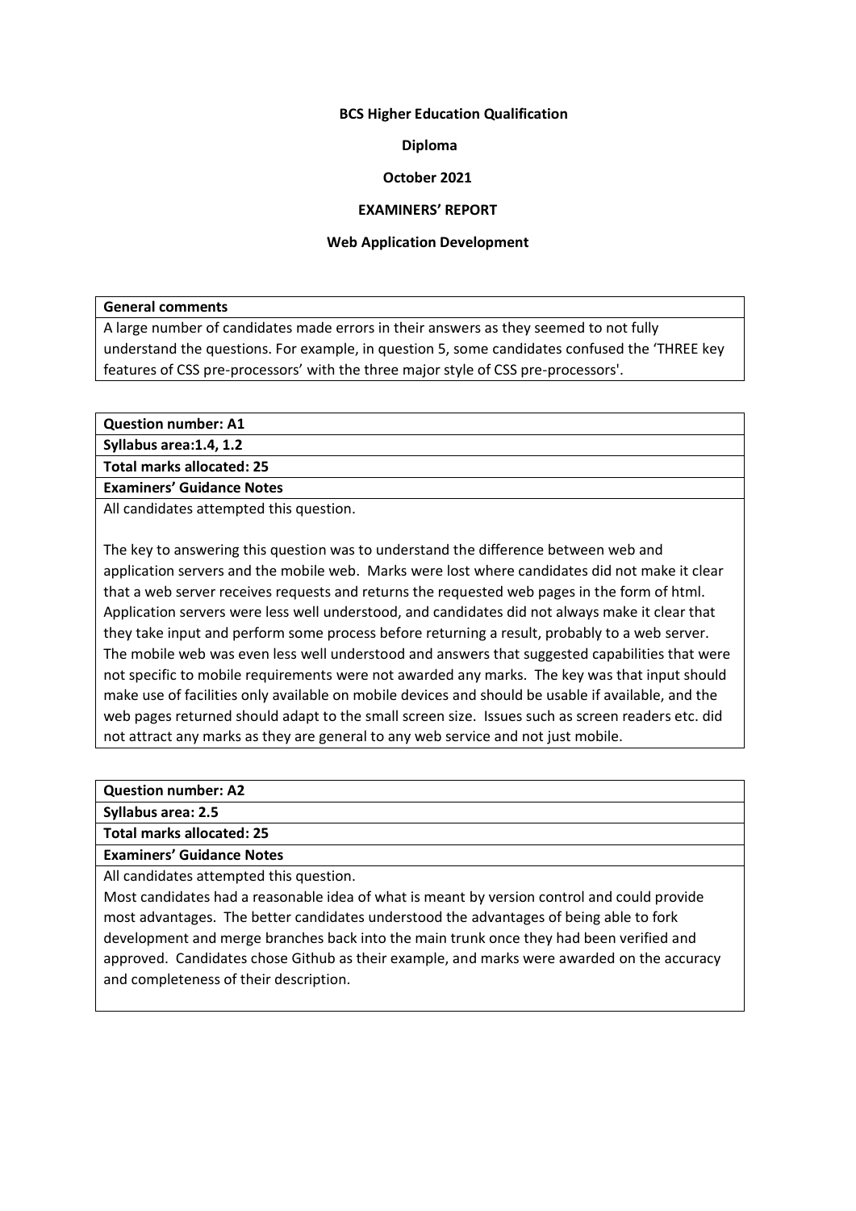**BCS Higher Education Qualification**

**Diploma**

**October 2021**

**EXAMINERS' REPORT**

**Web Application Development**

| **General comments** |
| --- |
| A large number of candidates made errors in their answers as they seemed to not fully understand the questions. For example, in question 5, some candidates confused the 'THREE key features of CSS pre-processors' with the three major style of CSS pre-processors'. |

| **Question number: A1** |
| --- |
| **Syllabus area:1.4, 1.2** |
| **Total marks allocated: 25** |
| **Examiners' Guidance Notes** |
| All candidates attempted this question.<br><br>The key to answering this question was to understand the difference between web and application servers and the mobile web. Marks were lost where candidates did not make it clear that a web server receives requests and returns the requested web pages in the form of html. Application servers were less well understood, and candidates did not always make it clear that they take input and perform some process before returning a result, probably to a web server. The mobile web was even less well understood and answers that suggested capabilities that were not specific to mobile requirements were not awarded any marks. The key was that input should make use of facilities only available on mobile devices and should be usable if available, and the web pages returned should adapt to the small screen size. Issues such as screen readers etc. did not attract any marks as they are general to any web service and not just mobile. |

| **Question number: A2** |
| --- |
| **Syllabus area: 2.5** |
| **Total marks allocated: 25** |
| **Examiners' Guidance Notes** |
| All candidates attempted this question.<br>Most candidates had a reasonable idea of what is meant by version control and could provide most advantages. The better candidates understood the advantages of being able to fork development and merge branches back into the main trunk once they had been verified and approved. Candidates chose Github as their example, and marks were awarded on the accuracy and completeness of their description. |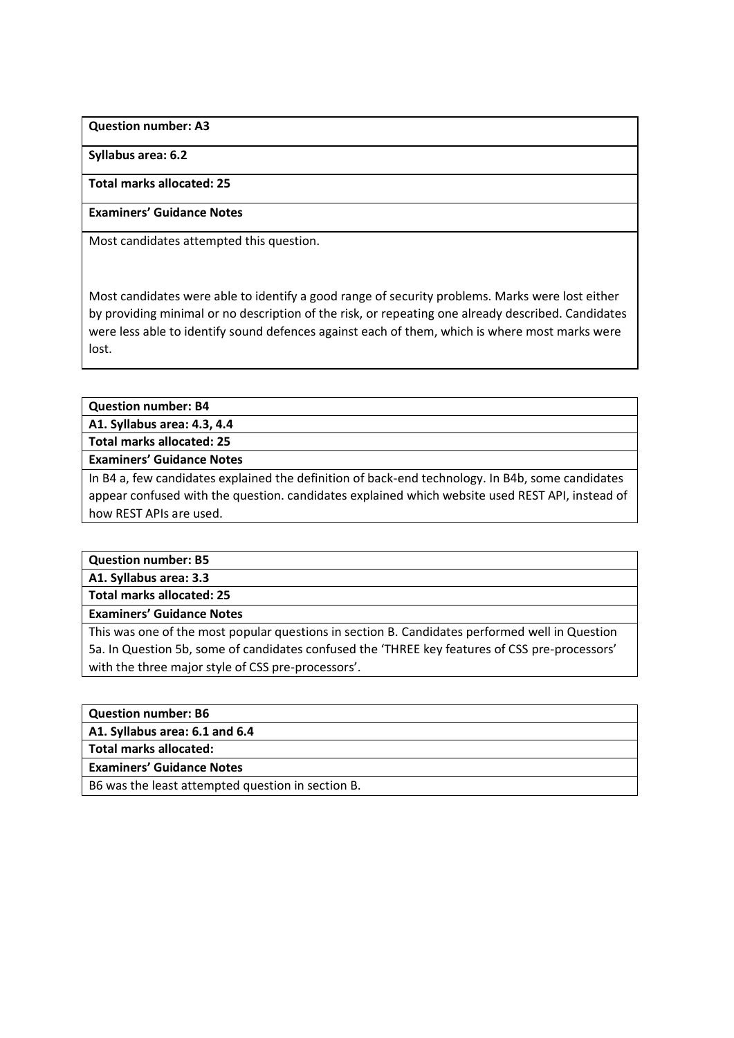| |
|---|
| **Question number: A3** |
| **Syllabus area: 6.2** |
| **Total marks allocated: 25** |
| **Examiners' Guidance Notes** |
| Most candidates attempted this question.<br><br>Most candidates were able to identify a good range of security problems. Marks were lost either by providing minimal or no description of the risk, or repeating one already described. Candidates were less able to identify sound defences against each of them, which is where most marks were lost. |

| |
|---|
| **Question number: B4** |
| **A1. Syllabus area: 4.3, 4.4** |
| **Total marks allocated: 25** |
| **Examiners' Guidance Notes** |
| In B4 a, few candidates explained the definition of back-end technology. In B4b, some candidates appear confused with the question. candidates explained which website used REST API, instead of how REST APIs are used. |

| |
|---|
| **Question number: B5** |
| **A1. Syllabus area: 3.3** |
| **Total marks allocated: 25** |
| **Examiners' Guidance Notes** |
| This was one of the most popular questions in section B. Candidates performed well in Question 5a. In Question 5b, some of candidates confused the 'THREE key features of CSS pre-processors' with the three major style of CSS pre-processors'. |

| |
|---|
| **Question number: B6** |
| **A1. Syllabus area: 6.1 and 6.4** |
| **Total marks allocated:** |
| **Examiners' Guidance Notes** |
| B6 was the least attempted question in section B. |